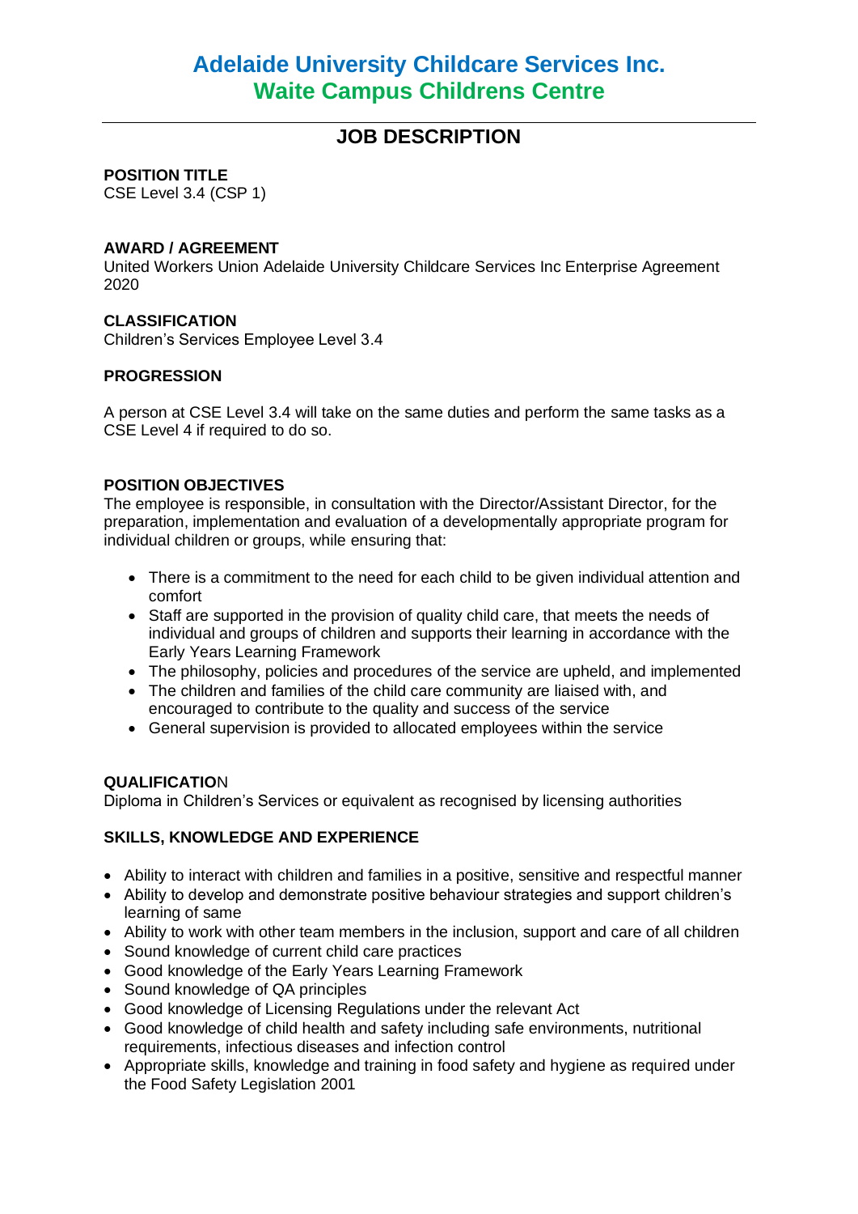# Adelaide University Childcare Services Inc.
# Waite Campus Childrens Centre

## JOB DESCRIPTION

**POSITION TITLE**
CSE Level 3.4 (CSP 1)

**AWARD / AGREEMENT**
United Workers Union Adelaide University Childcare Services Inc Enterprise Agreement 2020

**CLASSIFICATION**
Children's Services Employee Level 3.4

**PROGRESSION**

A person at CSE Level 3.4 will take on the same duties and perform the same tasks as a CSE Level 4 if required to do so.

**POSITION OBJECTIVES**
The employee is responsible, in consultation with the Director/Assistant Director, for the preparation, implementation and evaluation of a developmentally appropriate program for individual children or groups, while ensuring that:

- There is a commitment to the need for each child to be given individual attention and comfort
- Staff are supported in the provision of quality child care, that meets the needs of individual and groups of children and supports their learning in accordance with the Early Years Learning Framework
- The philosophy, policies and procedures of the service are upheld, and implemented
- The children and families of the child care community are liaised with, and encouraged to contribute to the quality and success of the service
- General supervision is provided to allocated employees within the service

**QUALIFICATION**
Diploma in Children's Services or equivalent as recognised by licensing authorities

**SKILLS, KNOWLEDGE AND EXPERIENCE**

- Ability to interact with children and families in a positive, sensitive and respectful manner
- Ability to develop and demonstrate positive behaviour strategies and support children's learning of same
- Ability to work with other team members in the inclusion, support and care of all children
- Sound knowledge of current child care practices
- Good knowledge of the Early Years Learning Framework
- Sound knowledge of QA principles
- Good knowledge of Licensing Regulations under the relevant Act
- Good knowledge of child health and safety including safe environments, nutritional requirements, infectious diseases and infection control
- Appropriate skills, knowledge and training in food safety and hygiene as required under the Food Safety Legislation 2001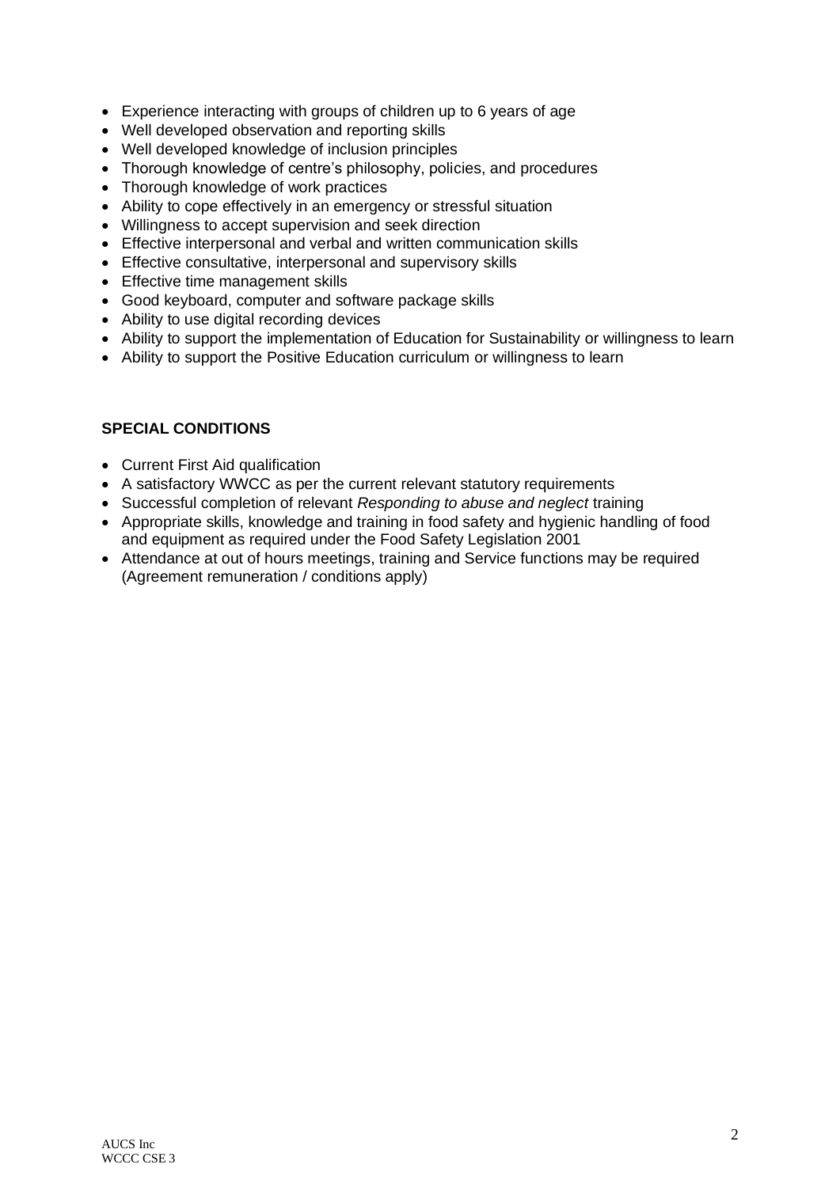- Experience interacting with groups of children up to 6 years of age
- Well developed observation and reporting skills
- Well developed knowledge of inclusion principles
- Thorough knowledge of centre's philosophy, policies, and procedures
- Thorough knowledge of work practices
- Ability to cope effectively in an emergency or stressful situation
- Willingness to accept supervision and seek direction
- Effective interpersonal and verbal and written communication skills
- Effective consultative, interpersonal and supervisory skills
- Effective time management skills
- Good keyboard, computer and software package skills
- Ability to use digital recording devices
- Ability to support the implementation of Education for Sustainability or willingness to learn
- Ability to support the Positive Education curriculum or willingness to learn

**SPECIAL CONDITIONS**

- Current First Aid qualification
- A satisfactory WWCC as per the current relevant statutory requirements
- Successful completion of relevant *Responding to abuse and neglect* training
- Appropriate skills, knowledge and training in food safety and hygienic handling of food and equipment as required under the Food Safety Legislation 2001
- Attendance at out of hours meetings, training and Service functions may be required (Agreement remuneration / conditions apply)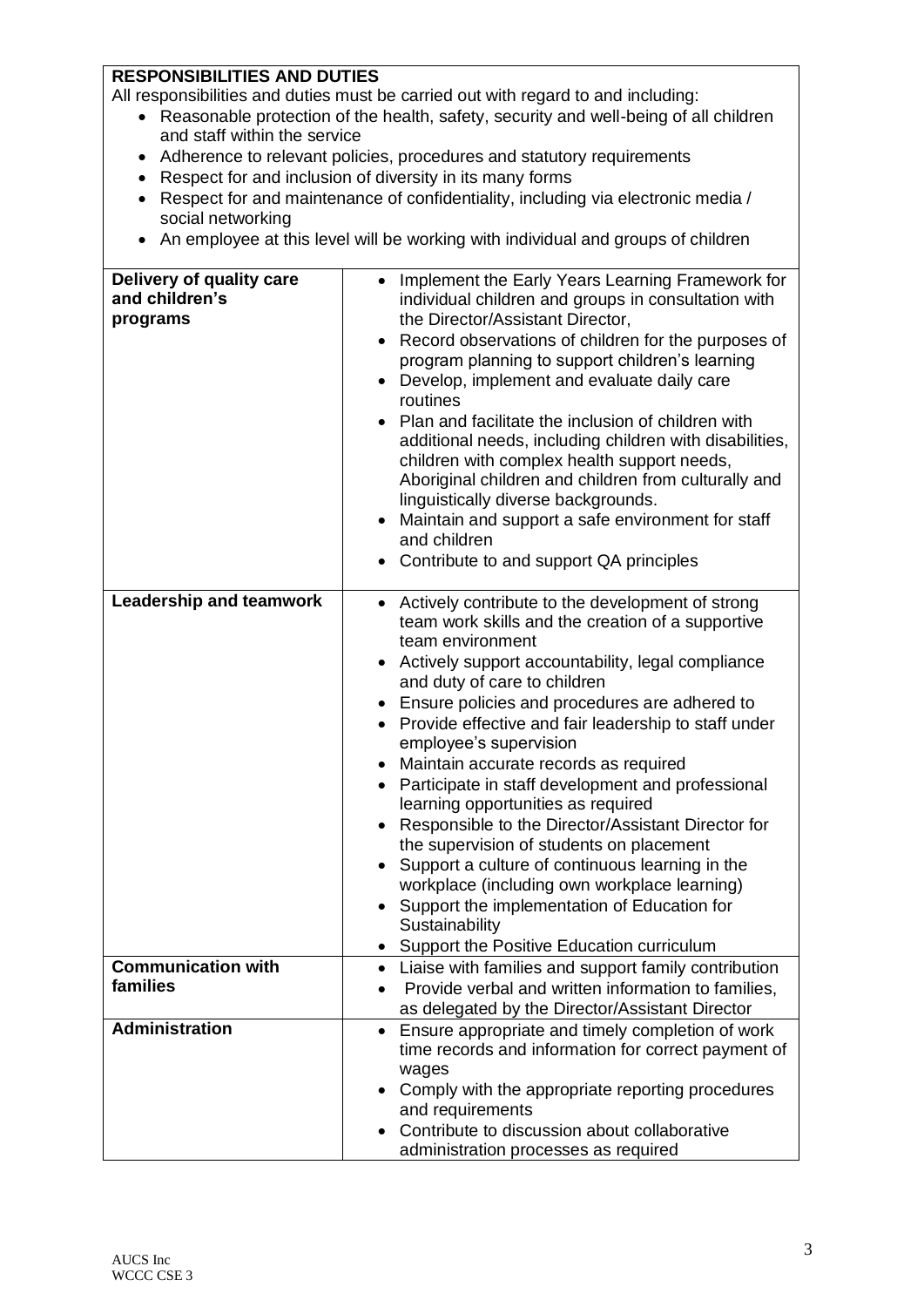**RESPONSIBILITIES AND DUTIES**

All responsibilities and duties must be carried out with regard to and including:

- Reasonable protection of the health, safety, security and well-being of all children and staff within the service
- Adherence to relevant policies, procedures and statutory requirements
- Respect for and inclusion of diversity in its many forms
- Respect for and maintenance of confidentiality, including via electronic media / social networking
- An employee at this level will be working with individual and groups of children

| | |
|---|---|
| **Delivery of quality care and children's programs** | • Implement the Early Years Learning Framework for individual children and groups in consultation with the Director/Assistant Director,<br>• Record observations of children for the purposes of program planning to support children's learning<br>• Develop, implement and evaluate daily care routines<br>• Plan and facilitate the inclusion of children with additional needs, including children with disabilities, children with complex health support needs, Aboriginal children and children from culturally and linguistically diverse backgrounds.<br>• Maintain and support a safe environment for staff and children<br>• Contribute to and support QA principles |
| **Leadership and teamwork** | • Actively contribute to the development of strong team work skills and the creation of a supportive team environment<br>• Actively support accountability, legal compliance and duty of care to children<br>• Ensure policies and procedures are adhered to<br>• Provide effective and fair leadership to staff under employee's supervision<br>• Maintain accurate records as required<br>• Participate in staff development and professional learning opportunities as required<br>• Responsible to the Director/Assistant Director for the supervision of students on placement<br>• Support a culture of continuous learning in the workplace (including own workplace learning)<br>• Support the implementation of Education for Sustainability<br>• Support the Positive Education curriculum |
| **Communication with families** | • Liaise with families and support family contribution<br>• Provide verbal and written information to families, as delegated by the Director/Assistant Director |
| **Administration** | • Ensure appropriate and timely completion of work time records and information for correct payment of wages<br>• Comply with the appropriate reporting procedures and requirements<br>• Contribute to discussion about collaborative administration processes as required |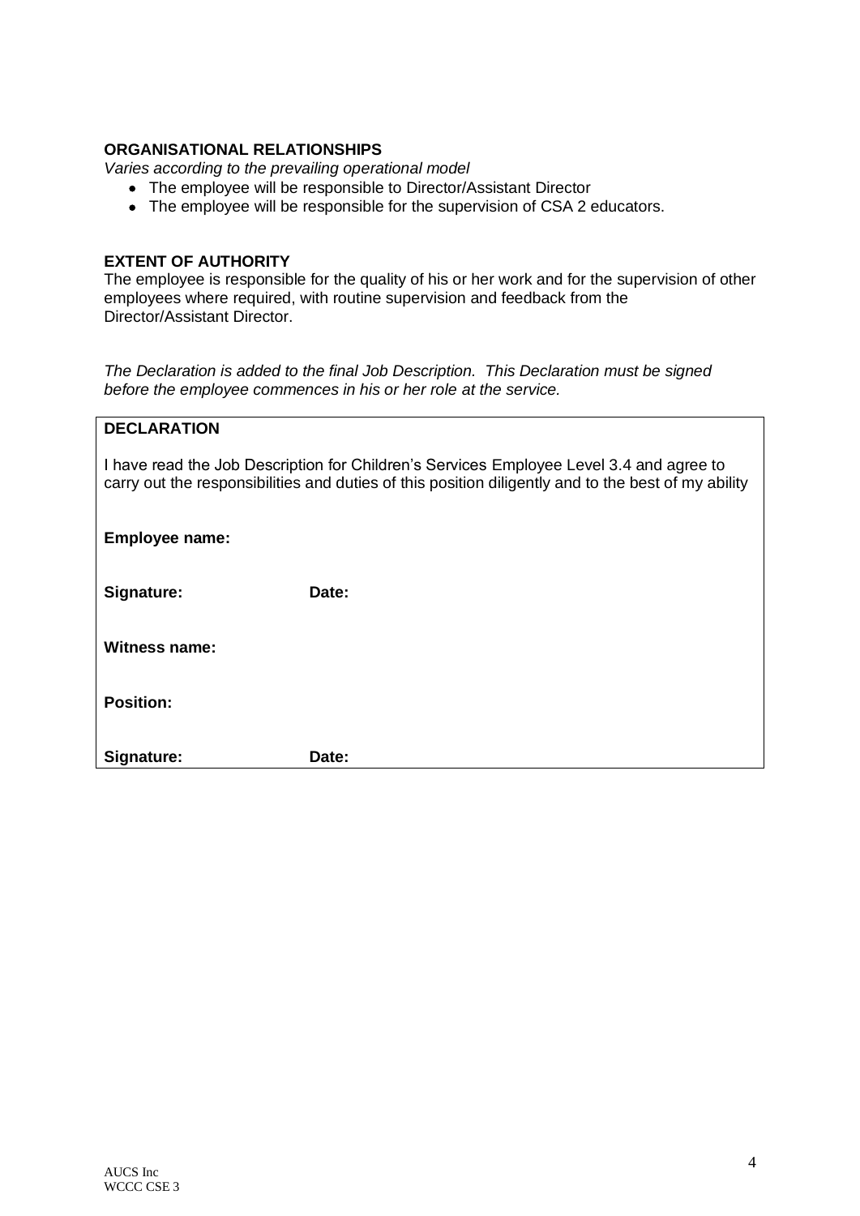**ORGANISATIONAL RELATIONSHIPS**

*Varies according to the prevailing operational model*

- The employee will be responsible to Director/Assistant Director
- The employee will be responsible for the supervision of CSA 2 educators.

**EXTENT OF AUTHORITY**

The employee is responsible for the quality of his or her work and for the supervision of other employees where required, with routine supervision and feedback from the Director/Assistant Director.

*The Declaration is added to the final Job Description. This Declaration must be signed before the employee commences in his or her role at the service.*

**DECLARATION**

I have read the Job Description for Children's Services Employee Level 3.4 and agree to carry out the responsibilities and duties of this position diligently and to the best of my ability

**Employee name:**

**Signature:** **Date:**

**Witness name:**

**Position:**

**Signature:** **Date:**